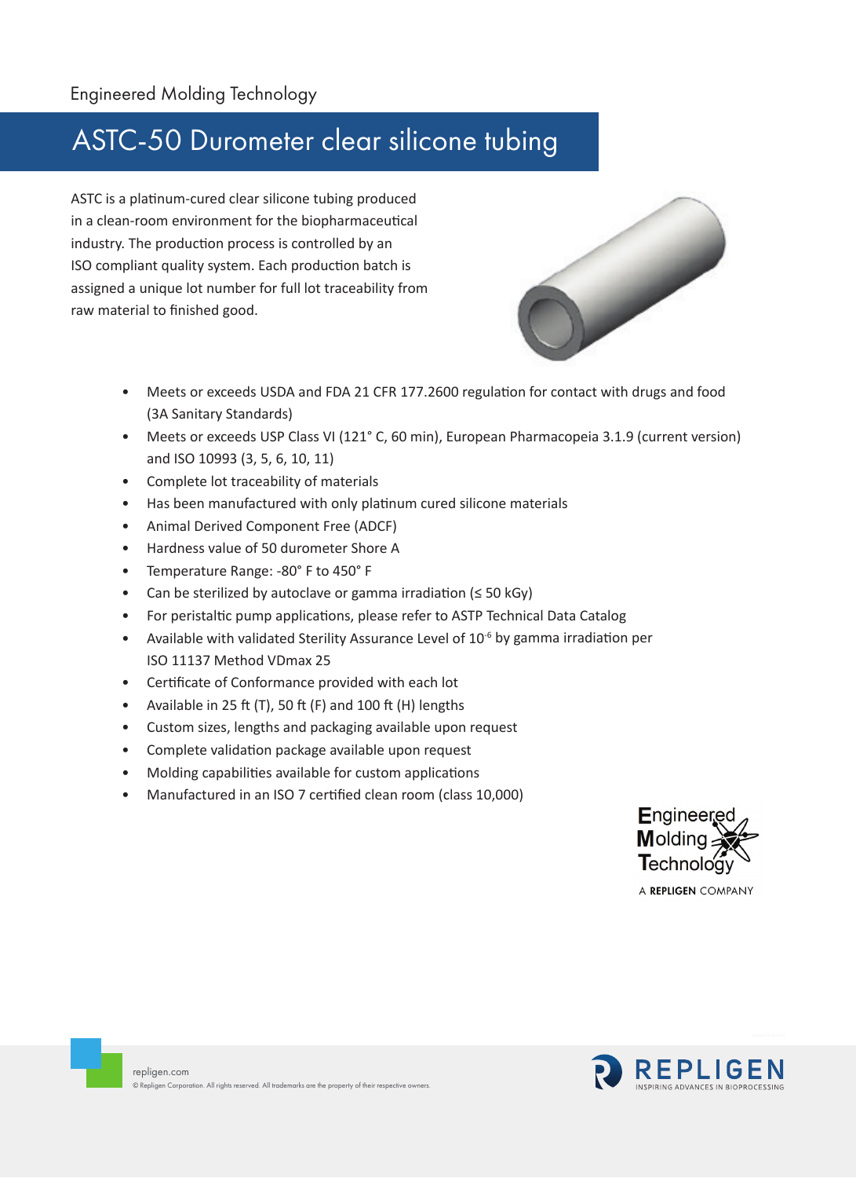Engineered Molding Technology

# ASTC-50 Durometer clear silicone tubing

ASTC is a platinum-cured clear silicone tubing produced in a clean-room environment for the biopharmaceutical industry. The production process is controlled by an ISO compliant quality system. Each production batch is assigned a unique lot number for full lot traceability from raw material to finished good.

- Meets or exceeds USDA and FDA 21 CFR 177.2600 regulation for contact with drugs and food (3A Sanitary Standards)
- Meets or exceeds USP Class VI (121° C, 60 min), European Pharmacopeia 3.1.9 (current version) and ISO 10993 (3, 5, 6, 10, 11)
- Complete lot traceability of materials
- Has been manufactured with only platinum cured silicone materials
- Animal Derived Component Free (ADCF)
- Hardness value of 50 durometer Shore A
- Temperature Range: -80° F to 450° F
- Can be sterilized by autoclave or gamma irradiation (≤ 50 kGy)
- For peristaltic pump applications, please refer to ASTP Technical Data Catalog
- Available with validated Sterility Assurance Level of $10^{-6}$ by gamma irradiation per ISO 11137 Method VDmax 25
- Certificate of Conformance provided with each lot
- Available in 25 ft (T), 50 ft (F) and 100 ft (H) lengths
- Custom sizes, lengths and packaging available upon request
- Complete validation package available upon request
- Molding capabilities available for custom applications
- Manufactured in an ISO 7 certified clean room (class 10,000)

Engineered Molding Technology

A REPLIGEN COMPANY

repligen.com

© Repligen Corporation. All rights reserved. All trademarks are the property of their respective owners.

REPLIGEN
INSPIRING ADVANCES IN BIOPROCESSING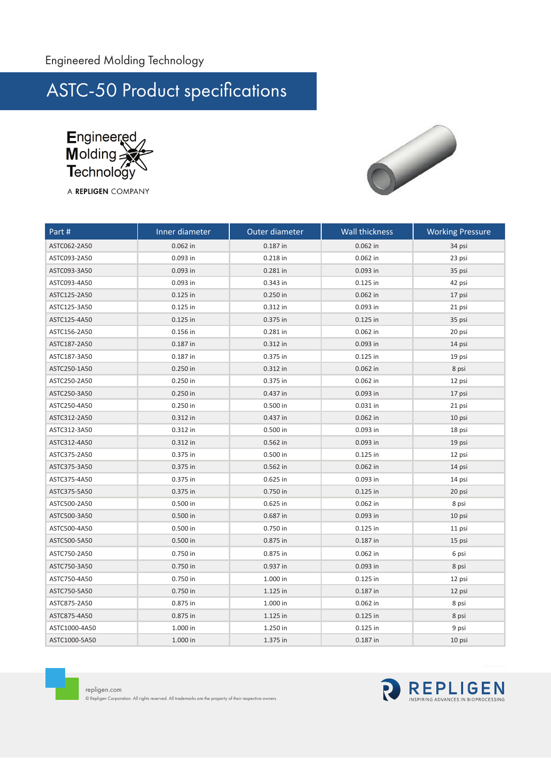Engineered Molding Technology

# ASTC-50 Product specifications

A REPLIGEN COMPANY

| Part # | Inner diameter | Outer diameter | Wall thickness | Working Pressure |
|---|---|---|---|---|
| ASTC062-2A50 | 0.062 in | 0.187 in | 0.062 in | 34 psi |
| ASTC093-2A50 | 0.093 in | 0.218 in | 0.062 in | 23 psi |
| ASTC093-3A50 | 0.093 in | 0.281 in | 0.093 in | 35 psi |
| ASTC093-4A50 | 0.093 in | 0.343 in | 0.125 in | 42 psi |
| ASTC125-2A50 | 0.125 in | 0.250 in | 0.062 in | 17 psi |
| ASTC125-3A50 | 0.125 in | 0.312 in | 0.093 in | 21 psi |
| ASTC125-4A50 | 0.125 in | 0.375 in | 0.125 in | 35 psi |
| ASTC156-2A50 | 0.156 in | 0.281 in | 0.062 in | 20 psi |
| ASTC187-2A50 | 0.187 in | 0.312 in | 0.093 in | 14 psi |
| ASTC187-3A50 | 0.187 in | 0.375 in | 0.125 in | 19 psi |
| ASTC250-1A50 | 0.250 in | 0.312 in | 0.062 in | 8 psi |
| ASTC250-2A50 | 0.250 in | 0.375 in | 0.062 in | 12 psi |
| ASTC250-3A50 | 0.250 in | 0.437 in | 0.093 in | 17 psi |
| ASTC250-4A50 | 0.250 in | 0.500 in | 0.031 in | 21 psi |
| ASTC312-2A50 | 0.312 in | 0.437 in | 0.062 in | 10 psi |
| ASTC312-3A50 | 0.312 in | 0.500 in | 0.093 in | 18 psi |
| ASTC312-4A50 | 0.312 in | 0.562 in | 0.093 in | 19 psi |
| ASTC375-2A50 | 0.375 in | 0.500 in | 0.125 in | 12 psi |
| ASTC375-3A50 | 0.375 in | 0.562 in | 0.062 in | 14 psi |
| ASTC375-4A50 | 0.375 in | 0.625 in | 0.093 in | 14 psi |
| ASTC375-5A50 | 0.375 in | 0.750 in | 0.125 in | 20 psi |
| ASTC500-2A50 | 0.500 in | 0.625 in | 0.062 in | 8 psi |
| ASTC500-3A50 | 0.500 in | 0.687 in | 0.093 in | 10 psi |
| ASTC500-4A50 | 0.500 in | 0.750 in | 0.125 in | 11 psi |
| ASTC500-5A50 | 0.500 in | 0.875 in | 0.187 in | 15 psi |
| ASTC750-2A50 | 0.750 in | 0.875 in | 0.062 in | 6 psi |
| ASTC750-3A50 | 0.750 in | 0.937 in | 0.093 in | 8 psi |
| ASTC750-4A50 | 0.750 in | 1.000 in | 0.125 in | 12 psi |
| ASTC750-5A50 | 0.750 in | 1.125 in | 0.187 in | 12 psi |
| ASTC875-2A50 | 0.875 in | 1.000 in | 0.062 in | 8 psi |
| ASTC875-4A50 | 0.875 in | 1.125 in | 0.125 in | 8 psi |
| ASTC1000-4A50 | 1.000 in | 1.250 in | 0.125 in | 9 psi |
| ASTC1000-5A50 | 1.000 in | 1.375 in | 0.187 in | 10 psi |

repligen.com

© Repligen Corporation. All rights reserved. All trademarks are the property of their respective owners.

REPLIGEN
INSPIRING ADVANCES IN BIOPROCESSING